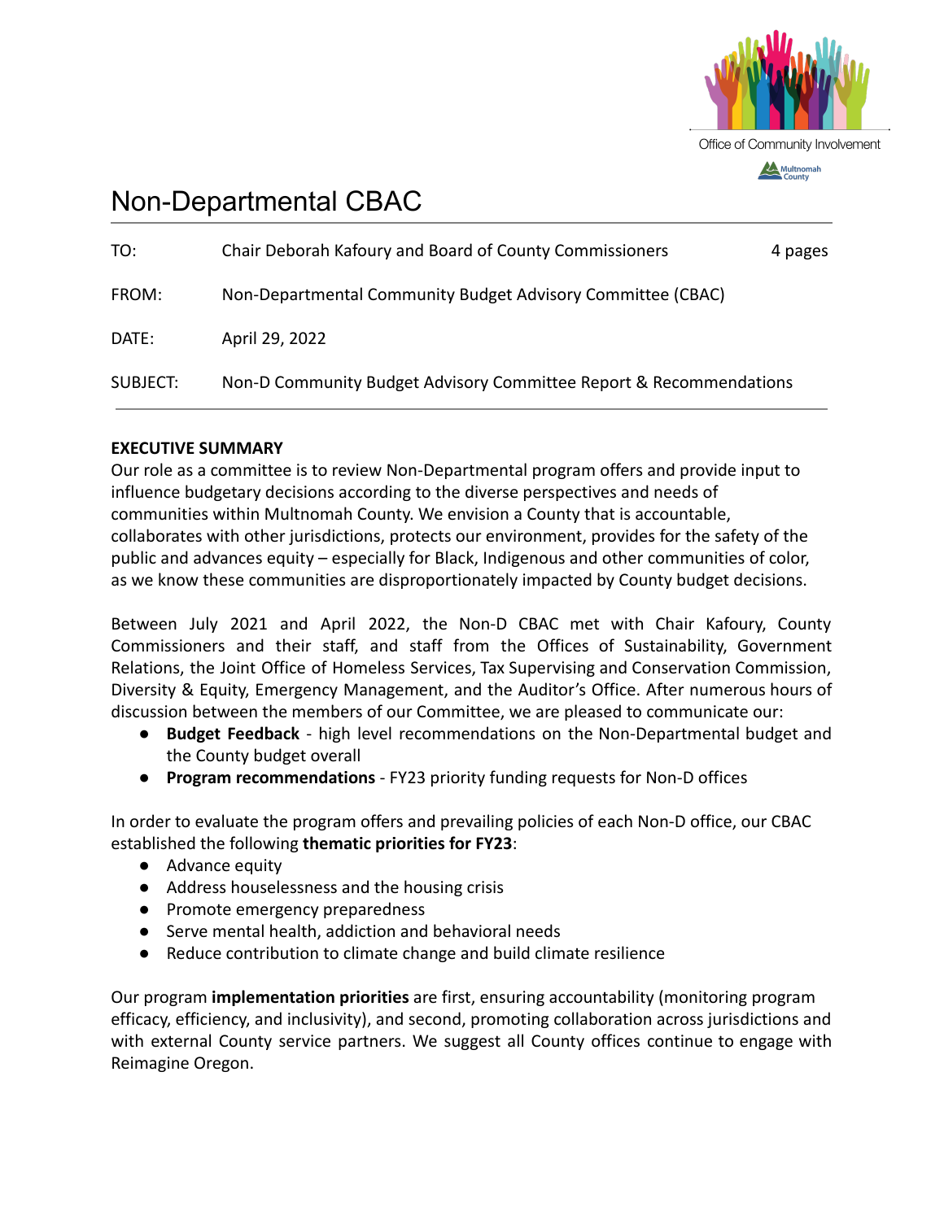Office of Community Involvement

Multnomah County

# Non-Departmental CBAC

| | | |
|---|---|---|
| TO: | Chair Deborah Kafoury and Board of County Commissioners | 4 pages |
| FROM: | Non-Departmental Community Budget Advisory Committee (CBAC) | |
| DATE: | April 29, 2022 | |
| SUBJECT: | Non-D Community Budget Advisory Committee Report & Recommendations | |

**EXECUTIVE SUMMARY**

Our role as a committee is to review Non-Departmental program offers and provide input to influence budgetary decisions according to the diverse perspectives and needs of communities within Multnomah County. We envision a County that is accountable, collaborates with other jurisdictions, protects our environment, provides for the safety of the public and advances equity – especially for Black, Indigenous and other communities of color, as we know these communities are disproportionately impacted by County budget decisions.

Between July 2021 and April 2022, the Non-D CBAC met with Chair Kafoury, County Commissioners and their staff, and staff from the Offices of Sustainability, Government Relations, the Joint Office of Homeless Services, Tax Supervising and Conservation Commission, Diversity & Equity, Emergency Management, and the Auditor's Office. After numerous hours of discussion between the members of our Committee, we are pleased to communicate our:

- **Budget Feedback** - high level recommendations on the Non-Departmental budget and the County budget overall
- **Program recommendations** - FY23 priority funding requests for Non-D offices

In order to evaluate the program offers and prevailing policies of each Non-D office, our CBAC established the following **thematic priorities for FY23**:

- Advance equity
- Address houselessness and the housing crisis
- Promote emergency preparedness
- Serve mental health, addiction and behavioral needs
- Reduce contribution to climate change and build climate resilience

Our program **implementation priorities** are first, ensuring accountability (monitoring program efficacy, efficiency, and inclusivity), and second, promoting collaboration across jurisdictions and with external County service partners. We suggest all County offices continue to engage with Reimagine Oregon.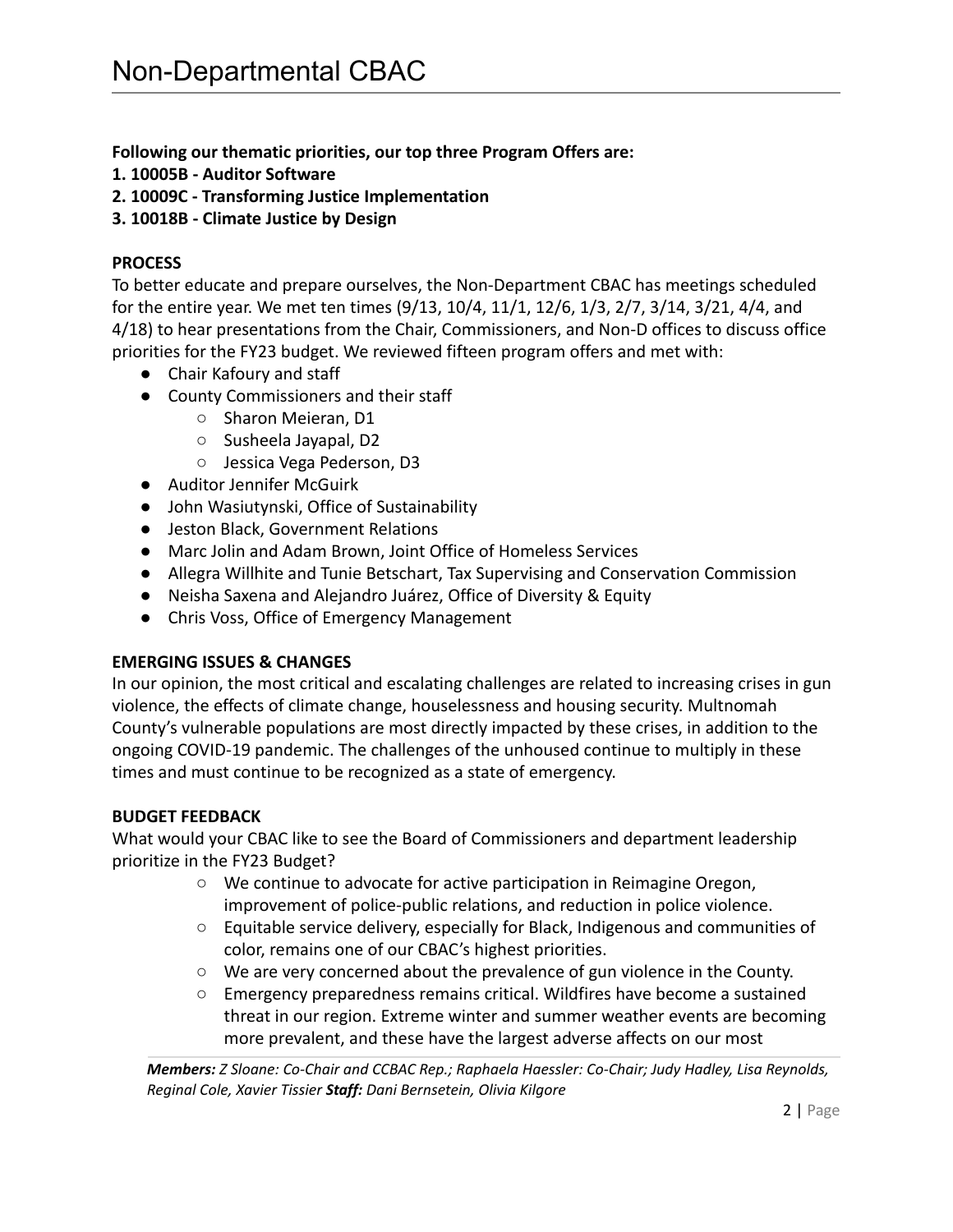**Following our thematic priorities, our top three Program Offers are:**
**1. 10005B - Auditor Software**
**2. 10009C - Transforming Justice Implementation**
**3. 10018B - Climate Justice by Design**

**PROCESS**

To better educate and prepare ourselves, the Non-Department CBAC has meetings scheduled for the entire year. We met ten times (9/13, 10/4, 11/1, 12/6, 1/3, 2/7, 3/14, 3/21, 4/4, and 4/18) to hear presentations from the Chair, Commissioners, and Non-D offices to discuss office priorities for the FY23 budget. We reviewed fifteen program offers and met with:

- Chair Kafoury and staff
- County Commissioners and their staff
    - Sharon Meieran, D1
    - Susheela Jayapal, D2
    - Jessica Vega Pederson, D3
- Auditor Jennifer McGuirk
- John Wasiutynski, Office of Sustainability
- Jeston Black, Government Relations
- Marc Jolin and Adam Brown, Joint Office of Homeless Services
- Allegra Willhite and Tunie Betschart, Tax Supervising and Conservation Commission
- Neisha Saxena and Alejandro Juárez, Office of Diversity & Equity
- Chris Voss, Office of Emergency Management

**EMERGING ISSUES & CHANGES**

In our opinion, the most critical and escalating challenges are related to increasing crises in gun violence, the effects of climate change, houselessness and housing security. Multnomah County's vulnerable populations are most directly impacted by these crises, in addition to the ongoing COVID-19 pandemic. The challenges of the unhoused continue to multiply in these times and must continue to be recognized as a state of emergency.

**BUDGET FEEDBACK**

What would your CBAC like to see the Board of Commissioners and department leadership prioritize in the FY23 Budget?

- We continue to advocate for active participation in Reimagine Oregon, improvement of police-public relations, and reduction in police violence.
- Equitable service delivery, especially for Black, Indigenous and communities of color, remains one of our CBAC's highest priorities.
- We are very concerned about the prevalence of gun violence in the County.
- Emergency preparedness remains critical. Wildfires have become a sustained threat in our region. Extreme winter and summer weather events are becoming more prevalent, and these have the largest adverse affects on our most

***Members:*** *Z Sloane: Co-Chair and CCBAC Rep.; Raphaela Haessler: Co-Chair; Judy Hadley, Lisa Reynolds, Reginal Cole, Xavier Tissier* ***Staff:*** *Dani Bernsetein, Olivia Kilgore*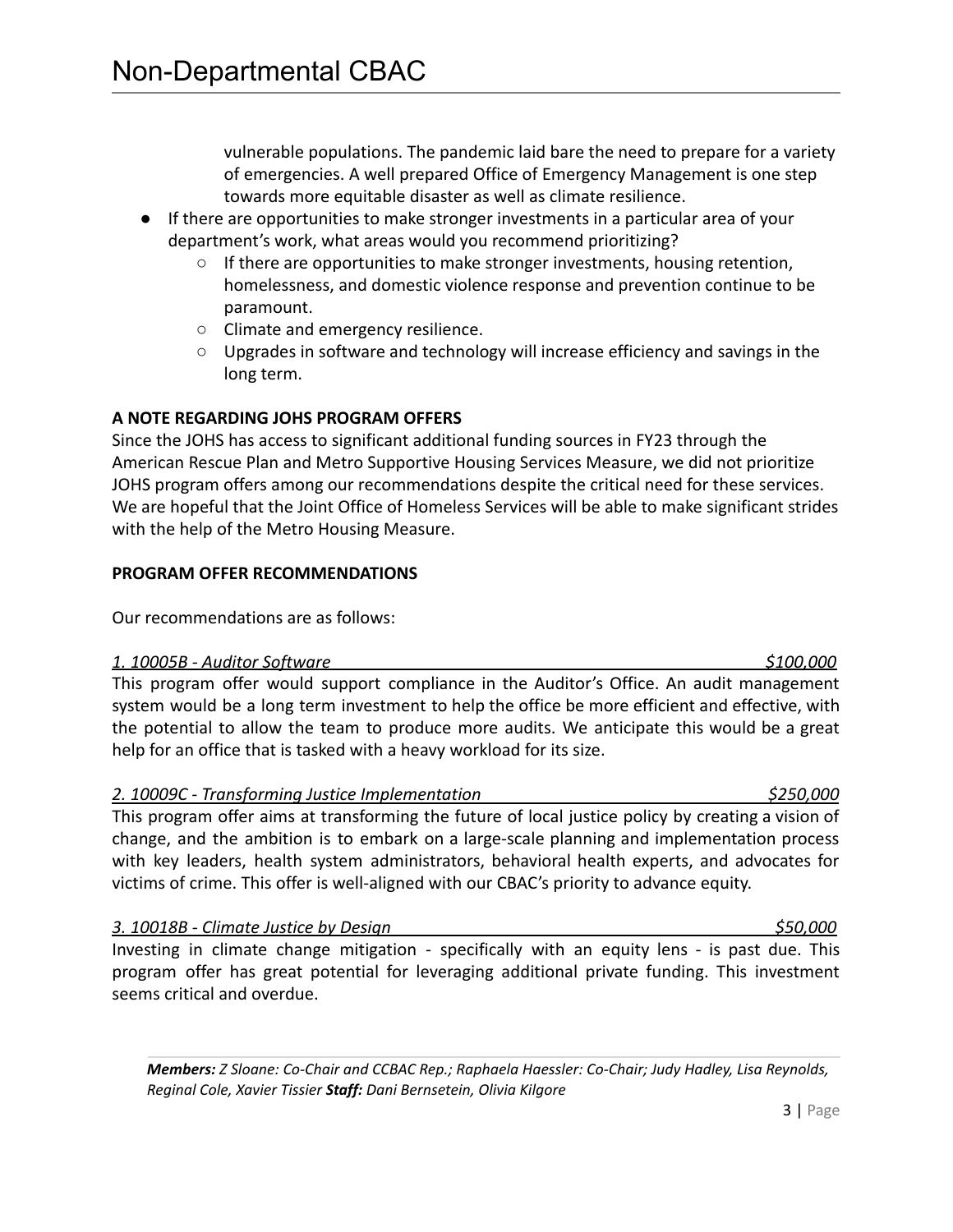vulnerable populations. The pandemic laid bare the need to prepare for a variety of emergencies. A well prepared Office of Emergency Management is one step towards more equitable disaster as well as climate resilience.

- If there are opportunities to make stronger investments in a particular area of your department's work, what areas would you recommend prioritizing?
  - If there are opportunities to make stronger investments, housing retention, homelessness, and domestic violence response and prevention continue to be paramount.
  - Climate and emergency resilience.
  - Upgrades in software and technology will increase efficiency and savings in the long term.

**A NOTE REGARDING JOHS PROGRAM OFFERS**

Since the JOHS has access to significant additional funding sources in FY23 through the American Rescue Plan and Metro Supportive Housing Services Measure, we did not prioritize JOHS program offers among our recommendations despite the critical need for these services. We are hopeful that the Joint Office of Homeless Services will be able to make significant strides with the help of the Metro Housing Measure.

**PROGRAM OFFER RECOMMENDATIONS**

Our recommendations are as follows:

*1. 10005B - Auditor Software* — *$100,000*

This program offer would support compliance in the Auditor's Office. An audit management system would be a long term investment to help the office be more efficient and effective, with the potential to allow the team to produce more audits. We anticipate this would be a great help for an office that is tasked with a heavy workload for its size.

*2. 10009C - Transforming Justice Implementation* — *$250,000*

This program offer aims at transforming the future of local justice policy by creating a vision of change, and the ambition is to embark on a large-scale planning and implementation process with key leaders, health system administrators, behavioral health experts, and advocates for victims of crime. This offer is well-aligned with our CBAC's priority to advance equity.

*3. 10018B - Climate Justice by Design* — *$50,000*

Investing in climate change mitigation - specifically with an equity lens - is past due. This program offer has great potential for leveraging additional private funding. This investment seems critical and overdue.

***Members:*** *Z Sloane: Co-Chair and CCBAC Rep.; Raphaela Haessler: Co-Chair; Judy Hadley, Lisa Reynolds, Reginal Cole, Xavier Tissier* ***Staff:*** *Dani Bernsetein, Olivia Kilgore*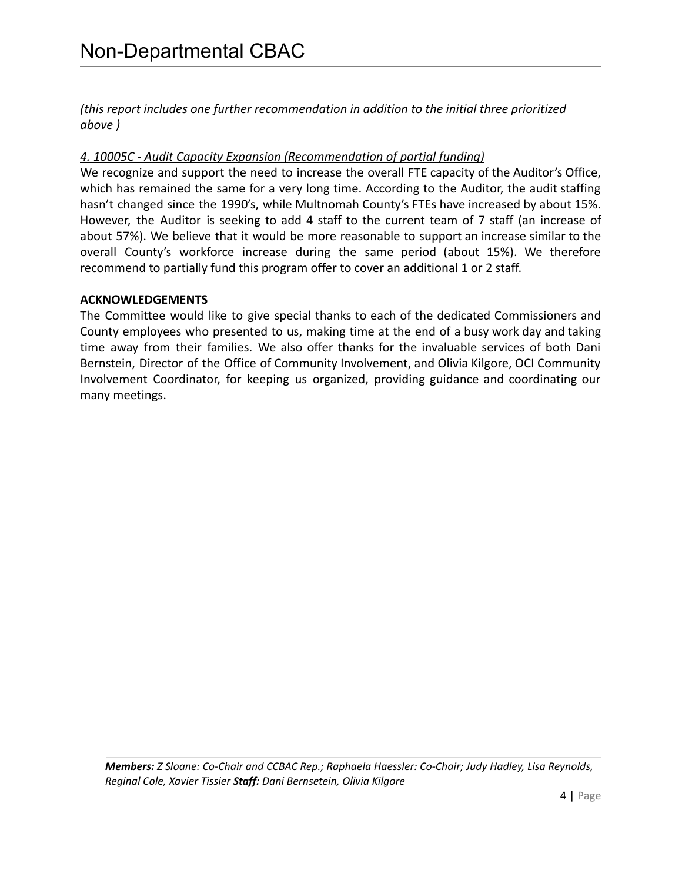*(this report includes one further recommendation in addition to the initial three prioritized above )*

*4. 10005C - Audit Capacity Expansion (Recommendation of partial funding)*

We recognize and support the need to increase the overall FTE capacity of the Auditor's Office, which has remained the same for a very long time. According to the Auditor, the audit staffing hasn't changed since the 1990's, while Multnomah County's FTEs have increased by about 15%. However, the Auditor is seeking to add 4 staff to the current team of 7 staff (an increase of about 57%). We believe that it would be more reasonable to support an increase similar to the overall County's workforce increase during the same period (about 15%). We therefore recommend to partially fund this program offer to cover an additional 1 or 2 staff.

**ACKNOWLEDGEMENTS**

The Committee would like to give special thanks to each of the dedicated Commissioners and County employees who presented to us, making time at the end of a busy work day and taking time away from their families. We also offer thanks for the invaluable services of both Dani Bernstein, Director of the Office of Community Involvement, and Olivia Kilgore, OCI Community Involvement Coordinator, for keeping us organized, providing guidance and coordinating our many meetings.

***Members:*** *Z Sloane: Co-Chair and CCBAC Rep.; Raphaela Haessler: Co-Chair; Judy Hadley, Lisa Reynolds, Reginal Cole, Xavier Tissier* ***Staff:*** *Dani Bernsetein, Olivia Kilgore*